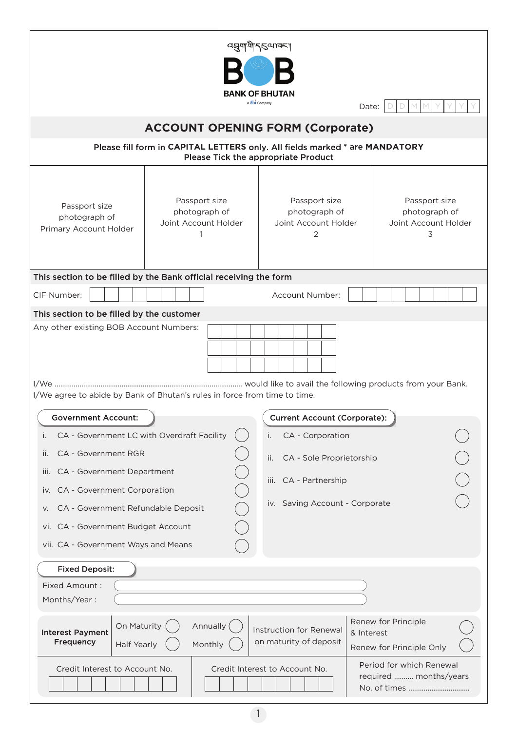འབྲུག་གི་དངུལ་ཁང་།

**BOB**

**BANK OF BHUTAN**

A dhi Company

Date: D D M M Y Y Y Y

## ACCOUNT OPENING FORM (Corporate)

Please fill form in **CAPITAL LETTERS** only. All fields marked * are **MANDATORY**
Please Tick the appropriate Product

| Passport size photograph of Primary Account Holder | Passport size photograph of Joint Account Holder 1 | Passport size photograph of Joint Account Holder 2 | Passport size photograph of Joint Account Holder 3 |
|---|---|---|---|

**This section to be filled by the Bank official receiving the form**

CIF Number: __________ Account Number: __________

**This section to be filled by the customer**

Any other existing BOB Account Numbers: __________

I/We .................................................................................................. would like to avail the following products from your Bank.
I/We agree to abide by Bank of Bhutan's rules in force from time to time.

**Government Account:**

- i. CA - Government LC with Overdraft Facility ◯
- ii. CA - Government RGR ◯
- iii. CA - Government Department ◯
- iv. CA - Government Corporation ◯
- v. CA - Government Refundable Deposit ◯
- vi. CA - Government Budget Account ◯
- vii. CA - Government Ways and Means ◯

**Current Account (Corporate):**

- i. CA - Corporation ◯
- ii. CA - Sole Proprietorship ◯
- iii. CA - Partnership ◯
- iv. Saving Account - Corporate ◯

**Fixed Deposit:**

Fixed Amount : __________

Months/Year : __________

| **Interest Payment Frequency** | On Maturity ◯ Annually ◯ Half Yearly ◯ Monthly ◯ | Instruction for Renewal on maturity of deposit | Renew for Principle & Interest ◯ Renew for Principle Only ◯ |
|---|---|---|---|

| Credit Interest to Account No. | Credit Interest to Account No. | Period for which Renewal required .......... months/years No. of times ................................ |
|---|---|---|
| __________ | __________ | |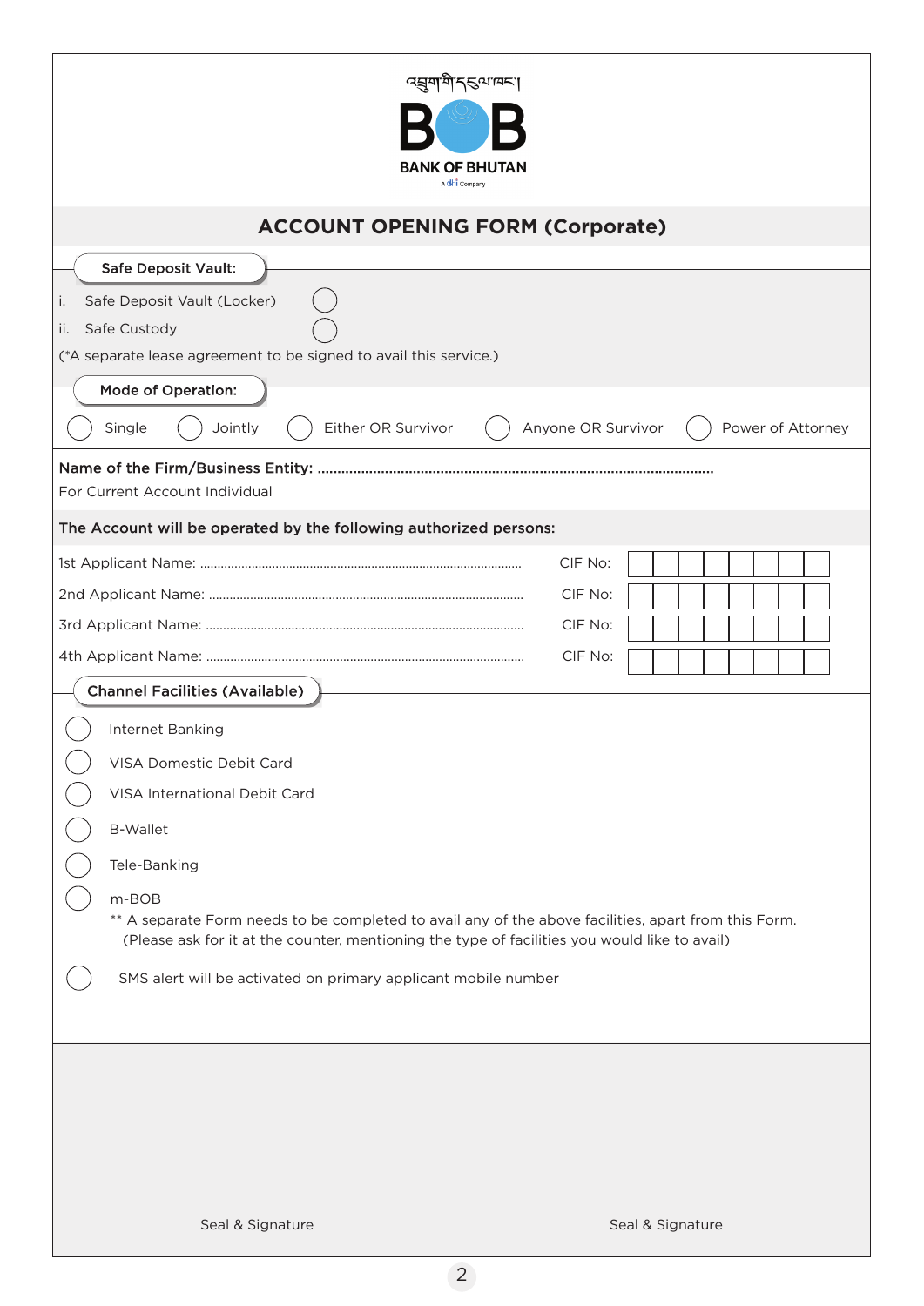འབྲུག་གི་དངུལ་ཁང་།

**BOB**

**BANK OF BHUTAN**

A dhi Company

## ACCOUNT OPENING FORM (Corporate)

**Safe Deposit Vault:**

i. Safe Deposit Vault (Locker) ◯

ii. Safe Custody ◯

(*A separate lease agreement to be signed to avail this service.)

**Mode of Operation:**

◯ Single ◯ Jointly ◯ Either OR Survivor ◯ Anyone OR Survivor ◯ Power of Attorney

**Name of the Firm/Business Entity:** ..................................................................................................

For Current Account Individual

**The Account will be operated by the following authorized persons:**

| Applicant | CIF No: |
|---|---|
| 1st Applicant Name: ........................................................................................... | |
| 2nd Applicant Name: ......................................................................................... | |
| 3rd Applicant Name: ......................................................................................... | |
| 4th Applicant Name: ......................................................................................... | |

**Channel Facilities (Available)**

◯ Internet Banking

◯ VISA Domestic Debit Card

◯ VISA International Debit Card

◯ B-Wallet

◯ Tele-Banking

◯ m-BOB

** A separate Form needs to be completed to avail any of the above facilities, apart from this Form. (Please ask for it at the counter, mentioning the type of facilities you would like to avail)

◯ SMS alert will be activated on primary applicant mobile number

| Seal & Signature | Seal & Signature |
|---|---|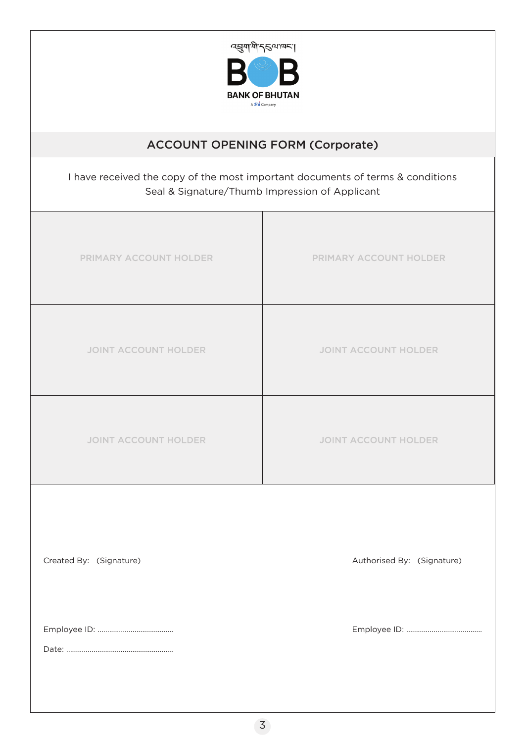འབྲུག་གི་དངུལ་ཁང་།

BANK OF BHUTAN

A dhi Company

## ACCOUNT OPENING FORM (Corporate)

I have received the copy of the most important documents of terms & conditions
Seal & Signature/Thumb Impression of Applicant

| | |
|---|---|
| PRIMARY ACCOUNT HOLDER | PRIMARY ACCOUNT HOLDER |
| JOINT ACCOUNT HOLDER | JOINT ACCOUNT HOLDER |
| JOINT ACCOUNT HOLDER | JOINT ACCOUNT HOLDER |

Created By: (Signature)

Authorised By: (Signature)

Employee ID: .......................................

Employee ID: .......................................

Date: .......................................................